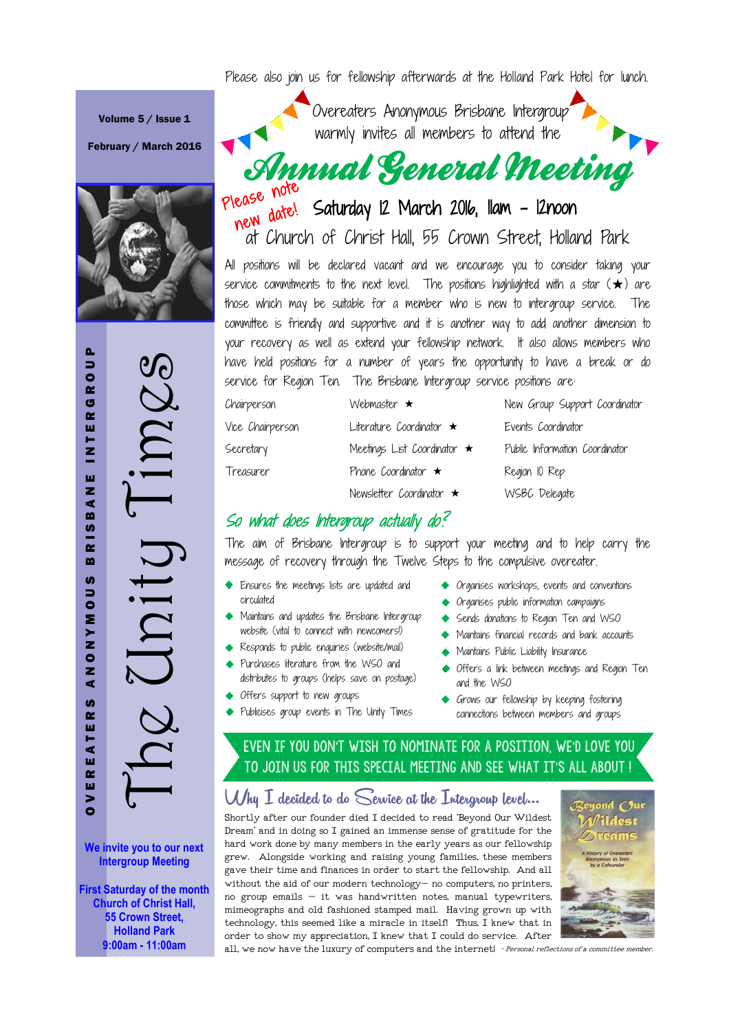Volume 5 / Issue 1

February / March 2016

# The Unity Times

OVEREATERS ANONYMOUS BRISBANE INTERGROUP

**We invite you to our next Intergroup Meeting**

**First Saturday of the month**
**Church of Christ Hall,**
**55 Crown Street,**
**Holland Park**
**9:00am - 11:00am**

Please also join us for fellowship afterwards at the Holland Park Hotel for lunch.

Overeaters Anonymous Brisbane Intergroup warmly invites all members to attend the

# Annual General Meeting

Please note new date!

## Saturday 12 March 2016, 11am – 12noon

at Church of Christ Hall, 55 Crown Street, Holland Park

All positions will be declared vacant and we encourage you to consider taking your service commitments to the next level. The positions highlighted with a star (★) are those which may be suitable for a member who is new to intergroup service. The committee is friendly and supportive and it is another way to add another dimension to your recovery as well as extend your fellowship network. It also allows members who have held positions for a number of years the opportunity to have a break or do service for Region Ten. The Brisbane Intergroup service positions are:

| | | |
|---|---|---|
| Chairperson | Webmaster ★ | New Group Support Coordinator |
| Vice Chairperson | Literature Coordinator ★ | Events Coordinator |
| Secretary | Meetings List Coordinator ★ | Public Information Coordinator |
| Treasurer | Phone Coordinator ★ | Region 10 Rep |
| | Newsletter Coordinator ★ | WSBC Delegate |

## So what does Intergroup actually do?

The aim of Brisbane Intergroup is to support your meeting and to help carry the message of recovery through the Twelve Steps to the compulsive overeater.

- Ensures the meetings lists are updated and circulated
- Maintains and updates the Brisbane Intergroup website (vital to connect with newcomers!)
- Responds to public enquiries (website/mail)
- Purchases literature from the WSO and distributes to groups (helps save on postage)
- Offers support to new groups
- Publicises group events in The Unity Times
- Organises workshops, events and conventions
- Organises public information campaigns
- Sends donations to Region Ten and WSO
- Maintains financial records and bank accounts
- Maintains Public Liability Insurance
- Offers a link between meetings and Region Ten and the WSO
- Grows our fellowship by keeping fostering connections between members and groups

**EVEN IF YOU DON'T WISH TO NOMINATE FOR A POSITION, WE'D LOVE YOU TO JOIN US FOR THIS SPECIAL MEETING AND SEE WHAT IT'S ALL ABOUT !**

## Why I decided to do Service at the Intergroup level…

Shortly after our founder died I decided to read 'Beyond Our Wildest Dream' and in doing so I gained an immense sense of gratitude for the hard work done by many members in the early years as our fellowship grew. Alongside working and raising young families, these members gave their time and finances in order to start the fellowship. And all without the aid of our modern technology— no computers, no printers, no group emails — it was handwritten notes, manual typewriters, mimeographs and old fashioned stamped mail. Having grown up with technology, this seemed like a miracle in itself! Thus, I knew that in order to show my appreciation, I knew that I could do service. After all, we now have the luxury of computers and the internet! *- Personal reflections of a committee member.*

Beyond Our Wildest Dreams — A History of Overeaters Anonymous as Seen by a Cofounder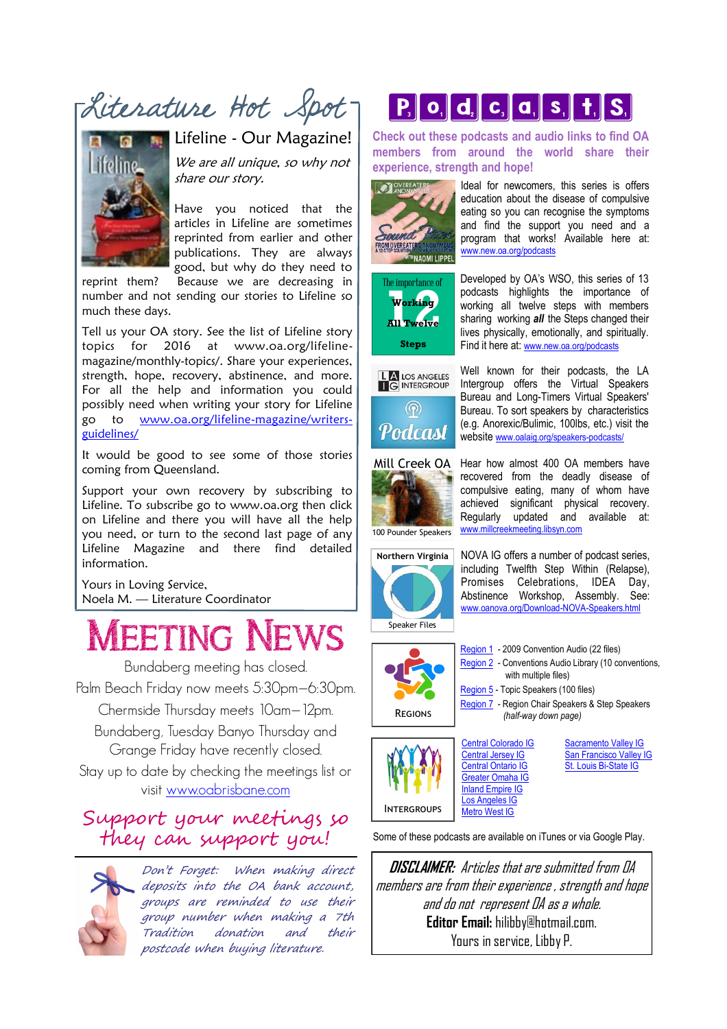# Literature Hot Spot

## Lifeline - Our Magazine!

*We are all unique, so why not share our story.*

Have you noticed that the articles in Lifeline are sometimes reprinted from earlier and other publications. They are always good, but why do they need to reprint them? Because we are decreasing in number and not sending our stories to Lifeline so much these days.

Tell us your OA story. See the list of Lifeline story topics for 2016 at www.oa.org/lifeline-magazine/monthly-topics/. Share your experiences, strength, hope, recovery, abstinence, and more. For all the help and information you could possibly need when writing your story for Lifeline go to www.oa.org/lifeline-magazine/writers-guidelines/

It would be good to see some of those stories coming from Queensland.

Support your own recovery by subscribing to Lifeline. To subscribe go to www.oa.org then click on Lifeline and there you will have all the help you need, or turn to the second last page of any Lifeline Magazine and there find detailed information.

Yours in Loving Service,
Noela M. — Literature Coordinator

# Meeting News

Bundaberg meeting has closed.

Palm Beach Friday now meets 5:30pm–6:30pm.

Chermside Thursday meets 10am–12pm.

Bundaberg, Tuesday Banyo Thursday and Grange Friday have recently closed.

Stay up to date by checking the meetings list or visit www.oabrisbane.com

## Support your meetings so they can support you!

*Don't Forget: When making direct deposits into the OA bank account, groups are reminded to use their group number when making a 7th Tradition donation and their postcode when buying literature.*

# Podcasts

**Check out these podcasts and audio links to find OA members from around the world share their experience, strength and hope!**

Ideal for newcomers, this series is offers education about the disease of compulsive eating so you can recognise the symptoms and find the support you need and a program that works! Available here at: www.new.oa.org/podcasts

Developed by OA's WSO, this series of 13 podcasts highlights the importance of working all twelve steps with members sharing working ***all*** the Steps changed their lives physically, emotionally, and spiritually. Find it here at: www.new.oa.org/podcasts

Well known for their podcasts, the LA Intergroup offers the Virtual Speakers Bureau and Long-Timers Virtual Speakers' Bureau. To sort speakers by characteristics (e.g. Anorexic/Bulimic, 100lbs, etc.) visit the website www.oalaig.org/speakers-podcasts/

Mill Creek OA — 100 Pounder Speakers

Hear how almost 400 OA members have recovered from the deadly disease of compulsive eating, many of whom have achieved significant physical recovery. Regularly updated and available at: www.millcreekmeeting.libsyn.com

Northern Virginia — Speaker Files

NOVA IG offers a number of podcast series, including Twelfth Step Within (Relapse), Promises Celebrations, IDEA Day, Abstinence Workshop, Assembly. See: www.oanova.org/Download-NOVA-Speakers.html

**Regions**

- Region 1 - 2009 Convention Audio (22 files)
- Region 2 - Conventions Audio Library (10 conventions, with multiple files)
- Region 5 - Topic Speakers (100 files)
- Region 7 - Region Chair Speakers & Step Speakers *(half-way down page)*

**Intergroups**

- Central Colorado IG
- Central Jersey IG
- Central Ontario IG
- Greater Omaha IG
- Inland Empire IG
- Los Angeles IG
- Metro West IG
- Sacramento Valley IG
- San Francisco Valley IG
- St. Louis Bi-State IG

Some of these podcasts are available on iTunes or via Google Play.

***DISCLAIMER:*** *Articles that are submitted from OA members are from their experience, strength and hope and do not represent OA as a whole.*

**Editor Email:** hilibby@hotmail.com.

Yours in service, Libby P.